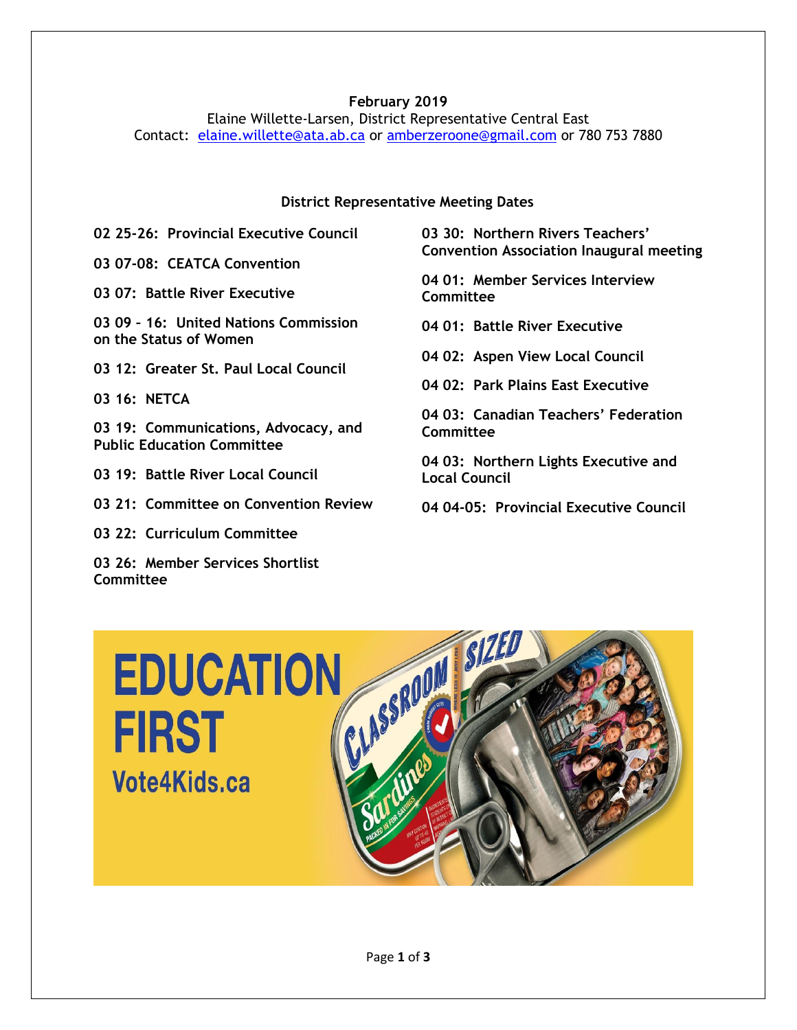**February 2019**

Elaine Willette-Larsen, District Representative Central East

Contact: elaine.willette@ata.ab.ca or amberzeroone@gmail.com or 780 753 7880

**District Representative Meeting Dates**

**02 25-26: Provincial Executive Council**

**03 07-08: CEATCA Convention**

**03 07: Battle River Executive**

**03 09 – 16: United Nations Commission on the Status of Women**

**03 12: Greater St. Paul Local Council**

**03 16: NETCA**

**03 19: Communications, Advocacy, and Public Education Committee**

**03 19: Battle River Local Council**

**03 21: Committee on Convention Review**

**03 22: Curriculum Committee**

**03 26: Member Services Shortlist Committee**

**03 30: Northern Rivers Teachers' Convention Association Inaugural meeting**

**04 01: Member Services Interview Committee**

**04 01: Battle River Executive**

**04 02: Aspen View Local Council**

**04 02: Park Plains East Executive**

**04 03: Canadian Teachers' Federation Committee**

**04 03: Northern Lights Executive and Local Council**

**04 04-05: Provincial Executive Council**

EDUCATION FIRST

Vote4Kids.ca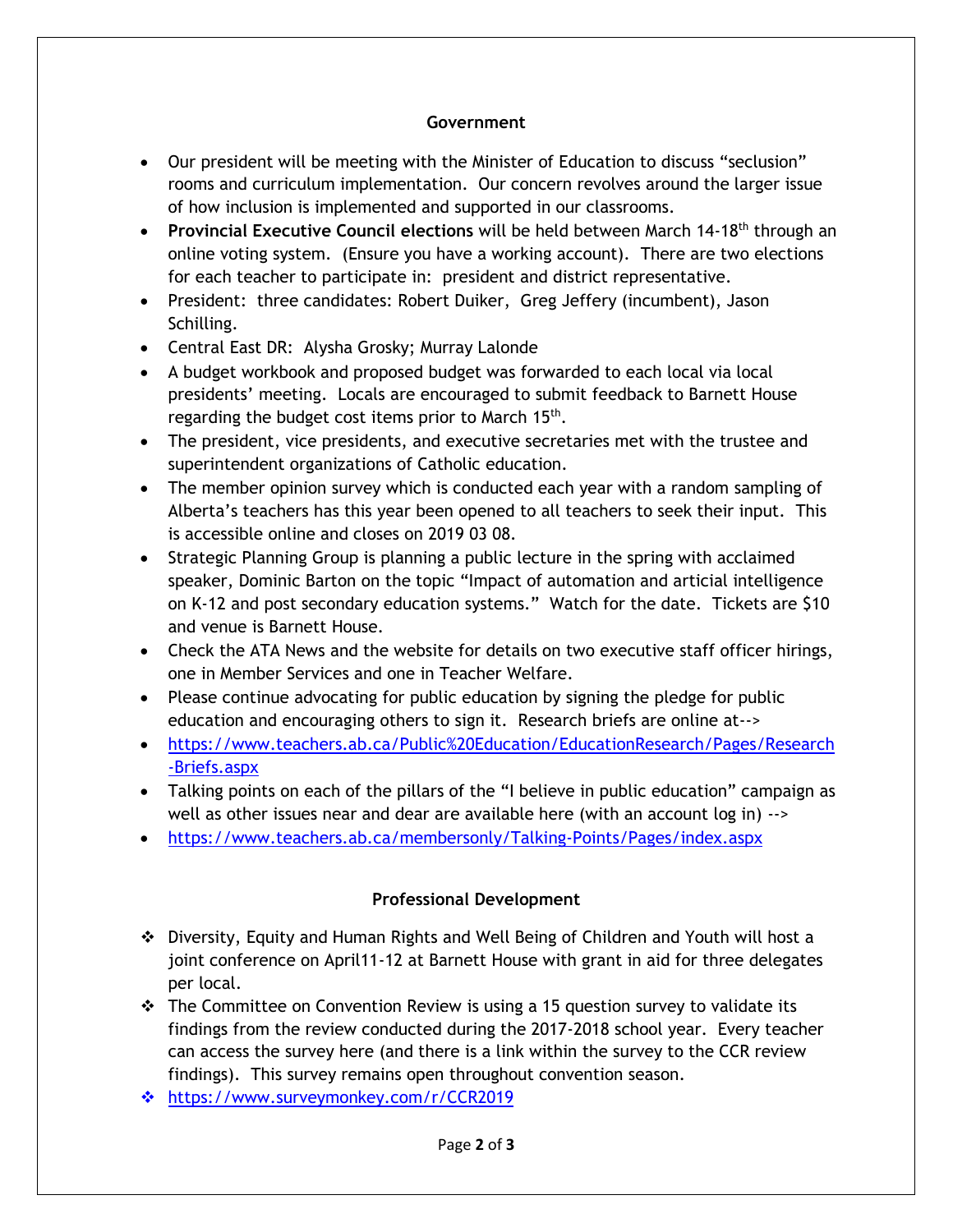## Government

- Our president will be meeting with the Minister of Education to discuss "seclusion" rooms and curriculum implementation. Our concern revolves around the larger issue of how inclusion is implemented and supported in our classrooms.
- **Provincial Executive Council elections** will be held between March 14-18th through an online voting system. (Ensure you have a working account). There are two elections for each teacher to participate in: president and district representative.
- President: three candidates: Robert Duiker, Greg Jeffery (incumbent), Jason Schilling.
- Central East DR: Alysha Grosky; Murray Lalonde
- A budget workbook and proposed budget was forwarded to each local via local presidents' meeting. Locals are encouraged to submit feedback to Barnett House regarding the budget cost items prior to March 15th.
- The president, vice presidents, and executive secretaries met with the trustee and superintendent organizations of Catholic education.
- The member opinion survey which is conducted each year with a random sampling of Alberta's teachers has this year been opened to all teachers to seek their input. This is accessible online and closes on 2019 03 08.
- Strategic Planning Group is planning a public lecture in the spring with acclaimed speaker, Dominic Barton on the topic "Impact of automation and articial intelligence on K-12 and post secondary education systems." Watch for the date. Tickets are $10 and venue is Barnett House.
- Check the ATA News and the website for details on two executive staff officer hirings, one in Member Services and one in Teacher Welfare.
- Please continue advocating for public education by signing the pledge for public education and encouraging others to sign it. Research briefs are online at-->
- https://www.teachers.ab.ca/Public%20Education/EducationResearch/Pages/Research-Briefs.aspx
- Talking points on each of the pillars of the "I believe in public education" campaign as well as other issues near and dear are available here (with an account log in) -->
- https://www.teachers.ab.ca/membersonly/Talking-Points/Pages/index.aspx

## Professional Development

- Diversity, Equity and Human Rights and Well Being of Children and Youth will host a joint conference on April11-12 at Barnett House with grant in aid for three delegates per local.
- The Committee on Convention Review is using a 15 question survey to validate its findings from the review conducted during the 2017-2018 school year. Every teacher can access the survey here (and there is a link within the survey to the CCR review findings). This survey remains open throughout convention season.
- https://www.surveymonkey.com/r/CCR2019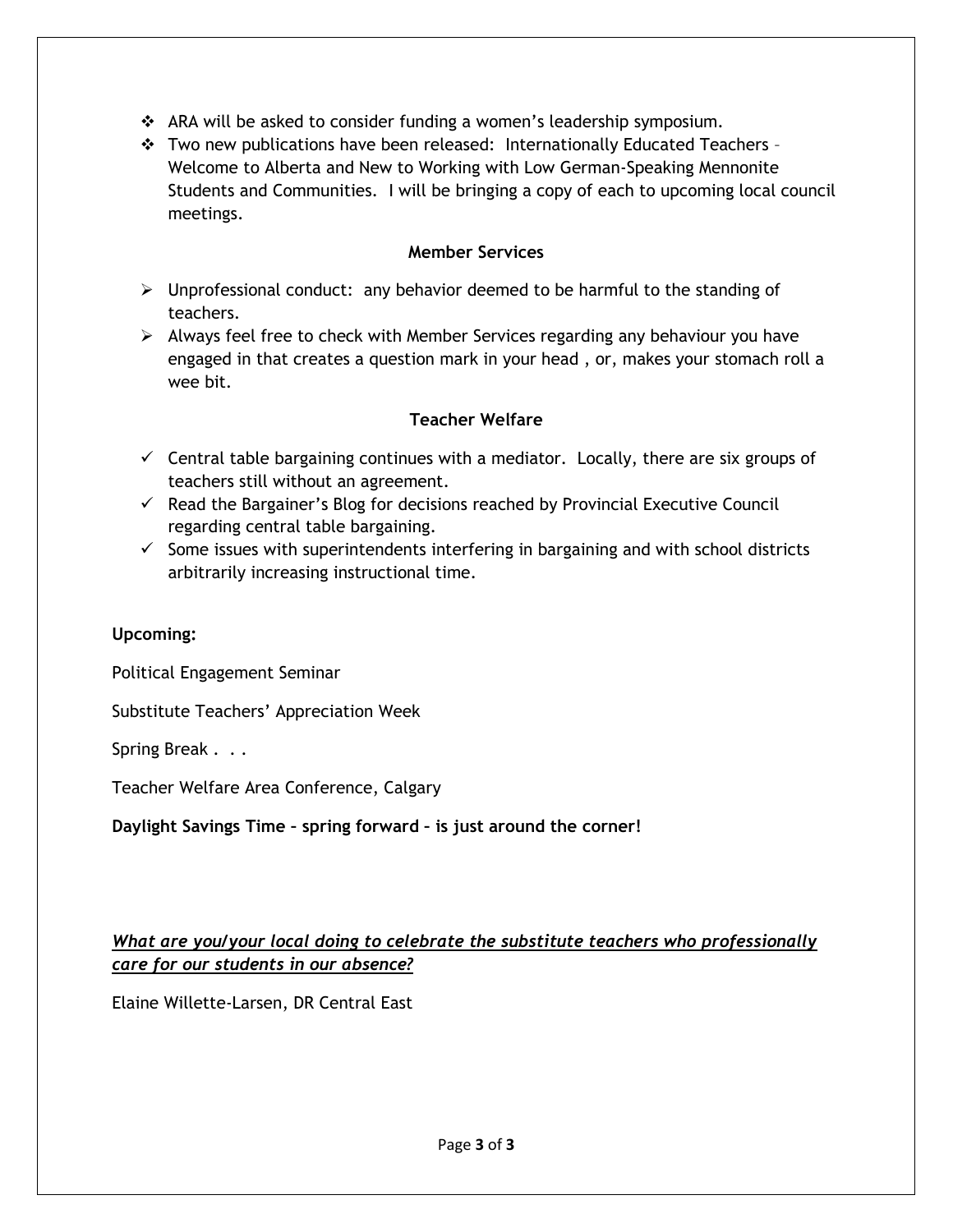- ARA will be asked to consider funding a women's leadership symposium.
- Two new publications have been released: Internationally Educated Teachers – Welcome to Alberta and New to Working with Low German-Speaking Mennonite Students and Communities. I will be bringing a copy of each to upcoming local council meetings.

**Member Services**

- Unprofessional conduct: any behavior deemed to be harmful to the standing of teachers.
- Always feel free to check with Member Services regarding any behaviour you have engaged in that creates a question mark in your head , or, makes your stomach roll a wee bit.

**Teacher Welfare**

- Central table bargaining continues with a mediator. Locally, there are six groups of teachers still without an agreement.
- Read the Bargainer's Blog for decisions reached by Provincial Executive Council regarding central table bargaining.
- Some issues with superintendents interfering in bargaining and with school districts arbitrarily increasing instructional time.

**Upcoming:**

Political Engagement Seminar

Substitute Teachers' Appreciation Week

Spring Break . . .

Teacher Welfare Area Conference, Calgary

**Daylight Savings Time – spring forward – is just around the corner!**

***What are you/your local doing to celebrate the substitute teachers who professionally care for our students in our absence?***

Elaine Willette-Larsen, DR Central East